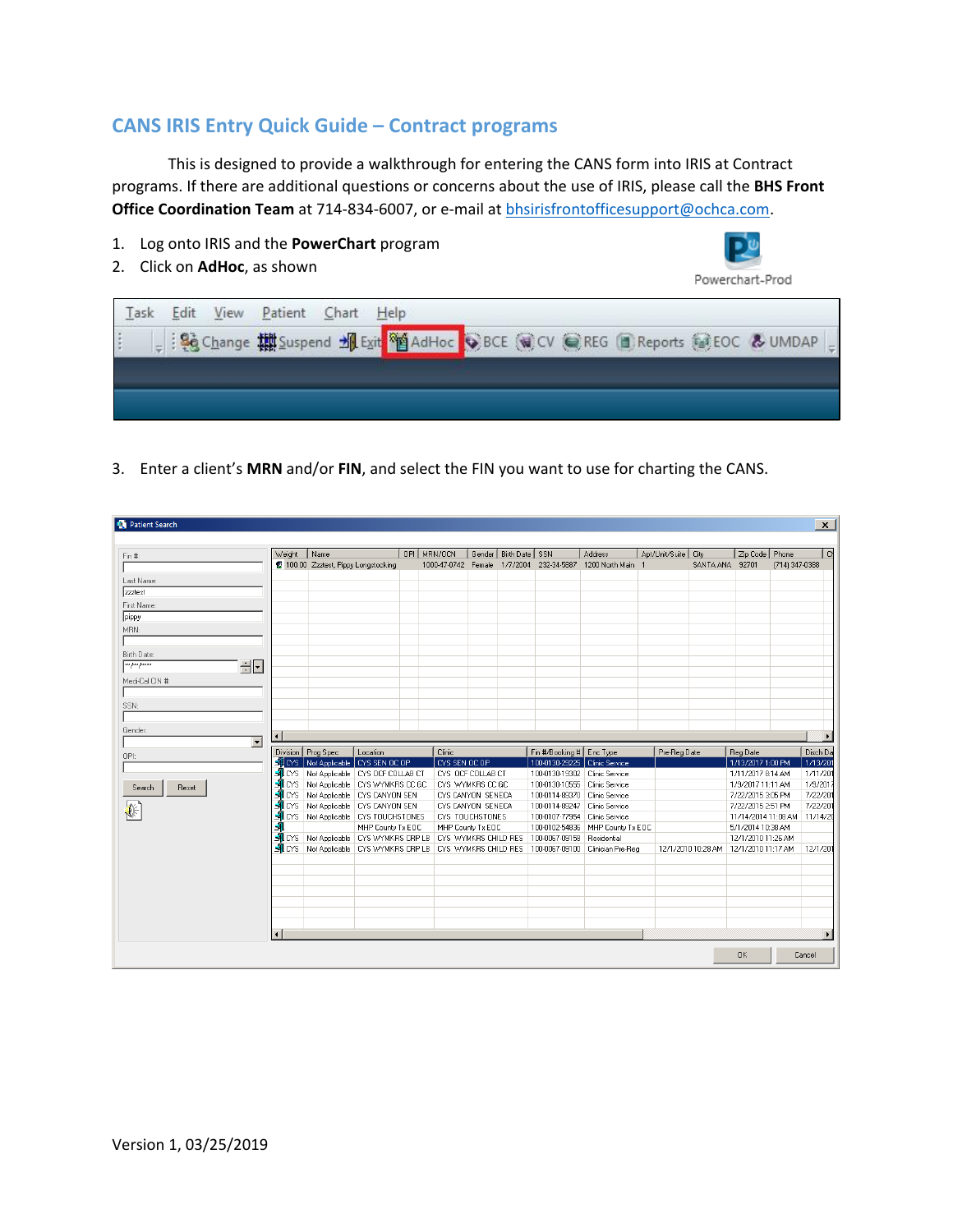## CANS IRIS Entry Quick Guide – Contract programs

This is designed to provide a walkthrough for entering the CANS form into IRIS at Contract programs. If there are additional questions or concerns about the use of IRIS, please call the **BHS Front Office Coordination Team** at 714-834-6007, or e-mail at bhsirisfrontofficesupport@ochca.com.

1. Log onto IRIS and the **PowerChart** program
2. Click on **AdHoc**, as shown
3. Enter a client's **MRN** and/or **FIN**, and select the FIN you want to use for charting the CANS.

Version 1, 03/25/2019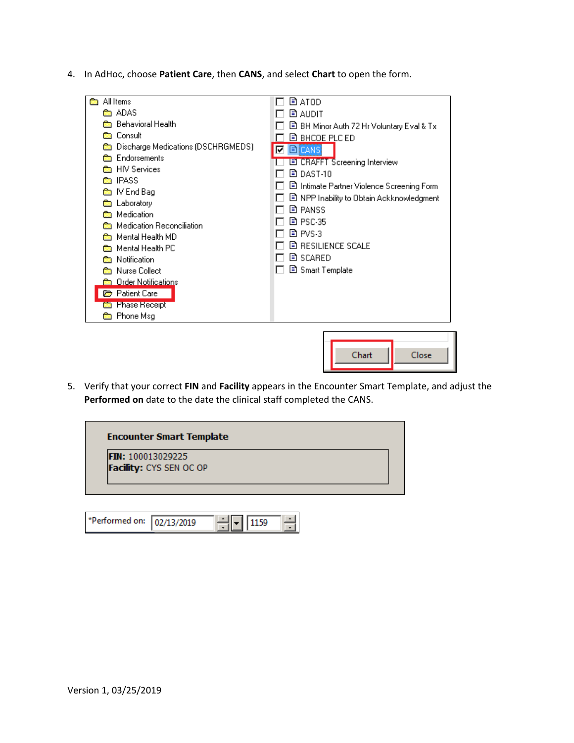4. In AdHoc, choose **Patient Care**, then **CANS**, and select **Chart** to open the form.

5. Verify that your correct **FIN** and **Facility** appears in the Encounter Smart Template, and adjust the **Performed on** date to the date the clinical staff completed the CANS.

Version 1, 03/25/2019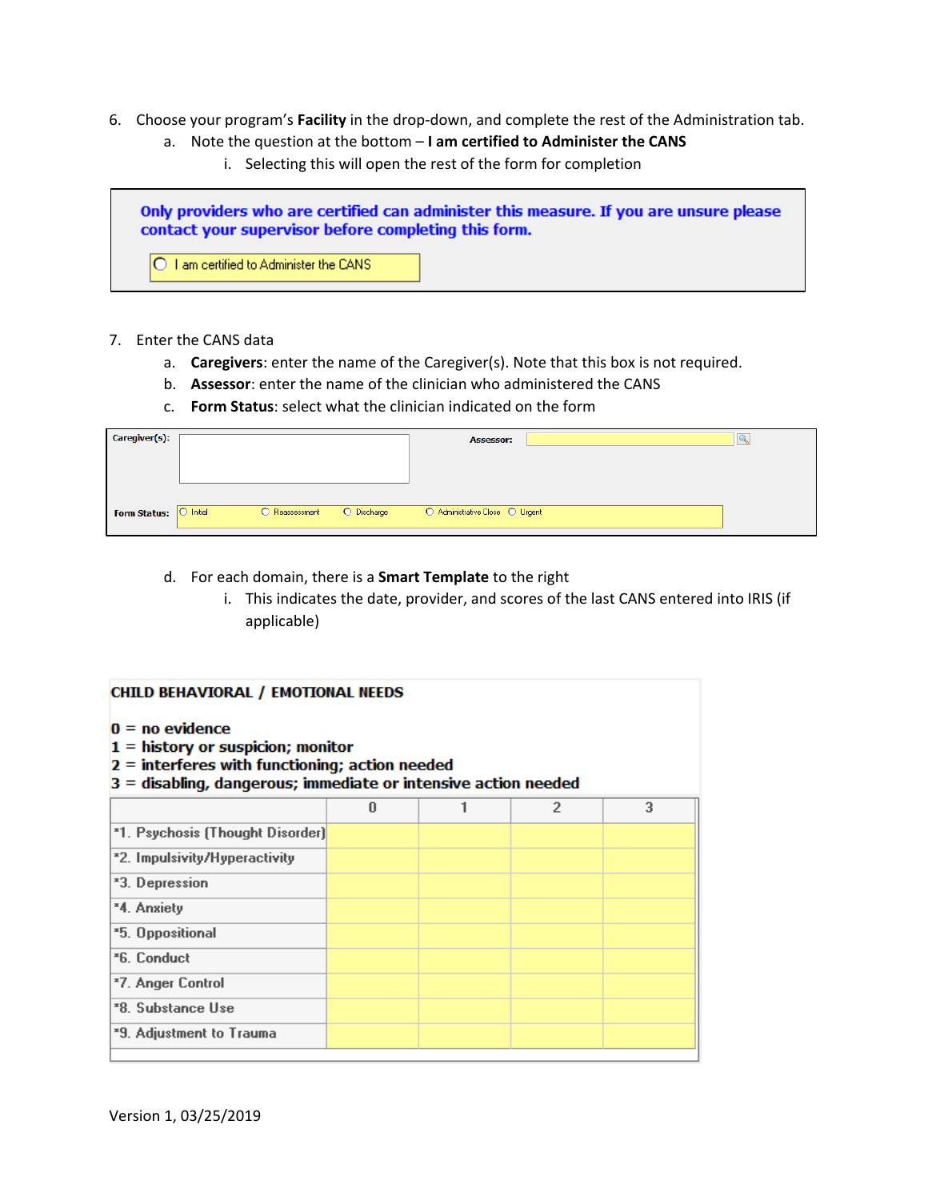6. Choose your program's **Facility** in the drop-down, and complete the rest of the Administration tab.
   a. Note the question at the bottom – **I am certified to Administer the CANS**
      i. Selecting this will open the rest of the form for completion

**Only providers who are certified can administer this measure. If you are unsure please contact your supervisor before completing this form.**

○ I am certified to Administer the CANS

7. Enter the CANS data
   a. **Caregivers**: enter the name of the Caregiver(s). Note that this box is not required.
   b. **Assessor**: enter the name of the clinician who administered the CANS
   c. **Form Status**: select what the clinician indicated on the form

Caregiver(s): Assessor:

Form Status: ○ Initial ○ Reassessment ○ Discharge ○ Administrative Close ○ Urgent

   d. For each domain, there is a **Smart Template** to the right
      i. This indicates the date, provider, and scores of the last CANS entered into IRIS (if applicable)

**CHILD BEHAVIORAL / EMOTIONAL NEEDS**

**0 = no evidence**
**1 = history or suspicion; monitor**
**2 = interferes with functioning; action needed**
**3 = disabling, dangerous; immediate or intensive action needed**

| | 0 | 1 | 2 | 3 |
|---|---|---|---|---|
| *1. Psychosis (Thought Disorder) | | | | |
| *2. Impulsivity/Hyperactivity | | | | |
| *3. Depression | | | | |
| *4. Anxiety | | | | |
| *5. Oppositional | | | | |
| *6. Conduct | | | | |
| *7. Anger Control | | | | |
| *8. Substance Use | | | | |
| *9. Adjustment to Trauma | | | | |

Version 1, 03/25/2019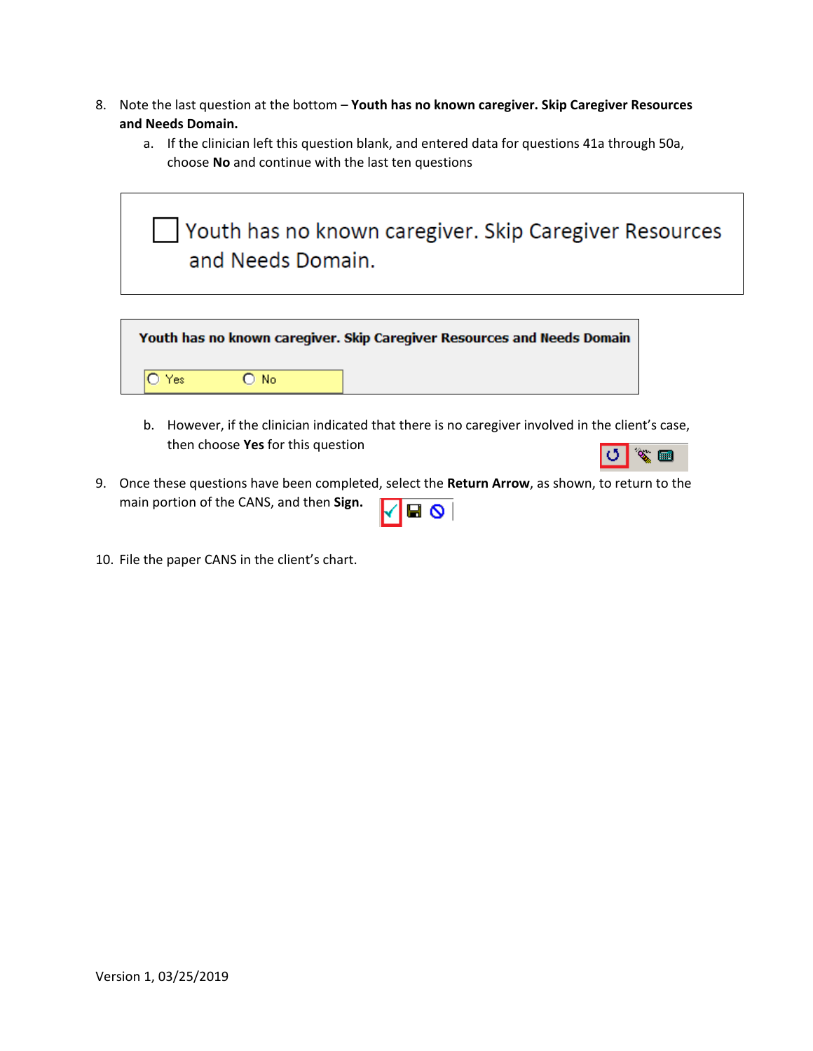8. Note the last question at the bottom – **Youth has no known caregiver. Skip Caregiver Resources and Needs Domain.**
   a. If the clinician left this question blank, and entered data for questions 41a through 50a, choose **No** and continue with the last ten questions

   ☐ Youth has no known caregiver. Skip Caregiver Resources and Needs Domain.

   **Youth has no known caregiver. Skip Caregiver Resources and Needs Domain**

   ○ Yes ○ No

   b. However, if the clinician indicated that there is no caregiver involved in the client's case, then choose **Yes** for this question

9. Once these questions have been completed, select the **Return Arrow**, as shown, to return to the main portion of the CANS, and then **Sign.**

10. File the paper CANS in the client's chart.

Version 1, 03/25/2019